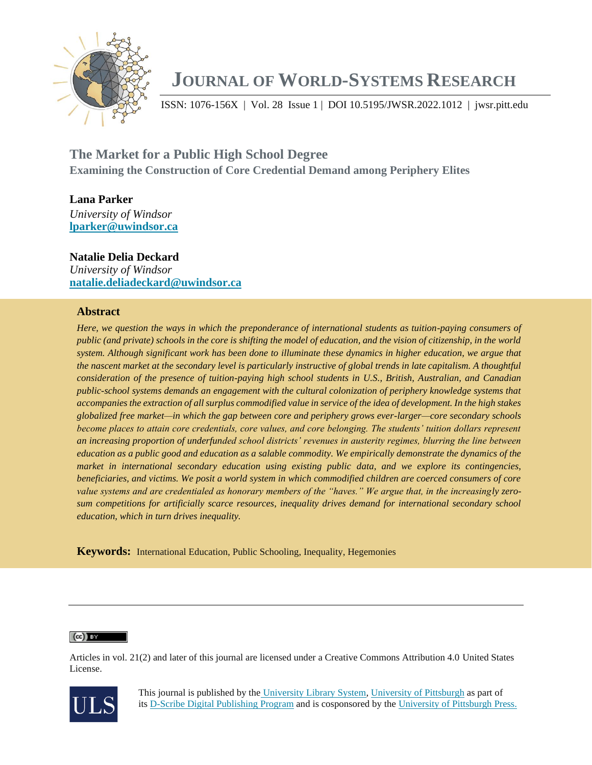# JOURNAL OF WORLD-SYSTEMS RESEARCH

ISSN: 1076-156X | Vol. 28 Issue 1 | DOI 10.5195/JWSR.2022.1012 | jwsr.pitt.edu

## The Market for a Public High School Degree

### Examining the Construction of Core Credential Demand among Periphery Elites

**Lana Parker**
*University of Windsor*
**lparker@uwindsor.ca**

**Natalie Delia Deckard**
*University of Windsor*
**natalie.deliadeckard@uwindsor.ca**

### Abstract

*Here, we question the ways in which the preponderance of international students as tuition-paying consumers of public (and private) schools in the core is shifting the model of education, and the vision of citizenship, in the world system. Although significant work has been done to illuminate these dynamics in higher education, we argue that the nascent market at the secondary level is particularly instructive of global trends in late capitalism. A thoughtful consideration of the presence of tuition-paying high school students in U.S., British, Australian, and Canadian public-school systems demands an engagement with the cultural colonization of periphery knowledge systems that accompanies the extraction of all surplus commodified value in service of the idea of development. In the high stakes globalized free market—in which the gap between core and periphery grows ever-larger—core secondary schools become places to attain core credentials, core values, and core belonging. The students' tuition dollars represent an increasing proportion of underfunded school districts' revenues in austerity regimes, blurring the line between education as a public good and education as a salable commodity. We empirically demonstrate the dynamics of the market in international secondary education using existing public data, and we explore its contingencies, beneficiaries, and victims. We posit a world system in which commodified children are coerced consumers of core value systems and are credentialed as honorary members of the "haves." We argue that, in the increasingly zero-sum competitions for artificially scarce resources, inequality drives demand for international secondary school education, which in turn drives inequality.*

**Keywords:** International Education, Public Schooling, Inequality, Hegemonies

---

Articles in vol. 21(2) and later of this journal are licensed under a Creative Commons Attribution 4.0 United States License.

This journal is published by the University Library System, University of Pittsburgh as part of its D-Scribe Digital Publishing Program and is cosponsored by the University of Pittsburgh Press.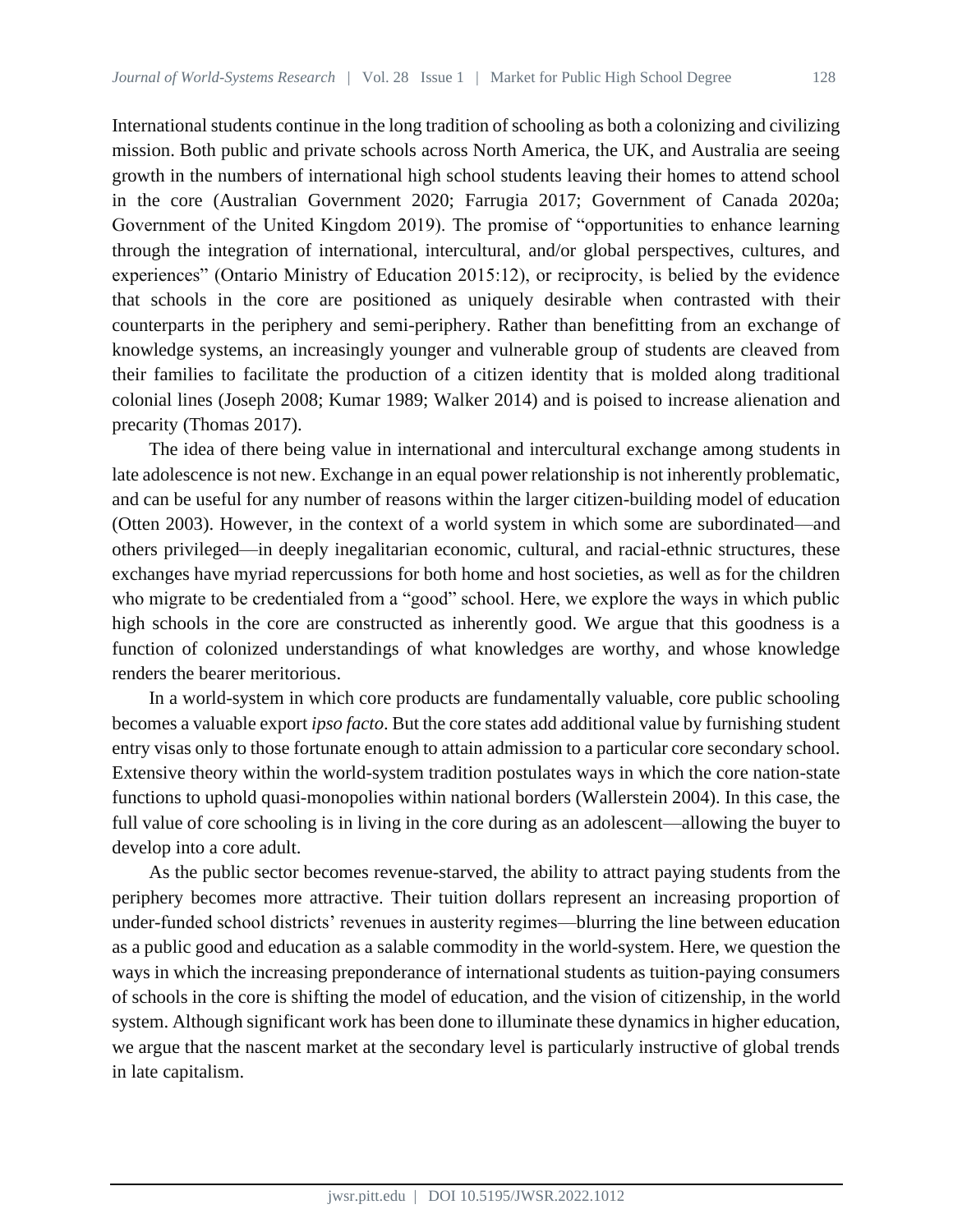International students continue in the long tradition of schooling as both a colonizing and civilizing mission. Both public and private schools across North America, the UK, and Australia are seeing growth in the numbers of international high school students leaving their homes to attend school in the core (Australian Government 2020; Farrugia 2017; Government of Canada 2020a; Government of the United Kingdom 2019). The promise of "opportunities to enhance learning through the integration of international, intercultural, and/or global perspectives, cultures, and experiences" (Ontario Ministry of Education 2015:12), or reciprocity, is belied by the evidence that schools in the core are positioned as uniquely desirable when contrasted with their counterparts in the periphery and semi-periphery. Rather than benefitting from an exchange of knowledge systems, an increasingly younger and vulnerable group of students are cleaved from their families to facilitate the production of a citizen identity that is molded along traditional colonial lines (Joseph 2008; Kumar 1989; Walker 2014) and is poised to increase alienation and precarity (Thomas 2017).

The idea of there being value in international and intercultural exchange among students in late adolescence is not new. Exchange in an equal power relationship is not inherently problematic, and can be useful for any number of reasons within the larger citizen-building model of education (Otten 2003). However, in the context of a world system in which some are subordinated—and others privileged—in deeply inegalitarian economic, cultural, and racial-ethnic structures, these exchanges have myriad repercussions for both home and host societies, as well as for the children who migrate to be credentialed from a "good" school. Here, we explore the ways in which public high schools in the core are constructed as inherently good. We argue that this goodness is a function of colonized understandings of what knowledges are worthy, and whose knowledge renders the bearer meritorious.

In a world-system in which core products are fundamentally valuable, core public schooling becomes a valuable export *ipso facto*. But the core states add additional value by furnishing student entry visas only to those fortunate enough to attain admission to a particular core secondary school. Extensive theory within the world-system tradition postulates ways in which the core nation-state functions to uphold quasi-monopolies within national borders (Wallerstein 2004). In this case, the full value of core schooling is in living in the core during as an adolescent—allowing the buyer to develop into a core adult.

As the public sector becomes revenue-starved, the ability to attract paying students from the periphery becomes more attractive. Their tuition dollars represent an increasing proportion of under-funded school districts' revenues in austerity regimes—blurring the line between education as a public good and education as a salable commodity in the world-system. Here, we question the ways in which the increasing preponderance of international students as tuition-paying consumers of schools in the core is shifting the model of education, and the vision of citizenship, in the world system. Although significant work has been done to illuminate these dynamics in higher education, we argue that the nascent market at the secondary level is particularly instructive of global trends in late capitalism.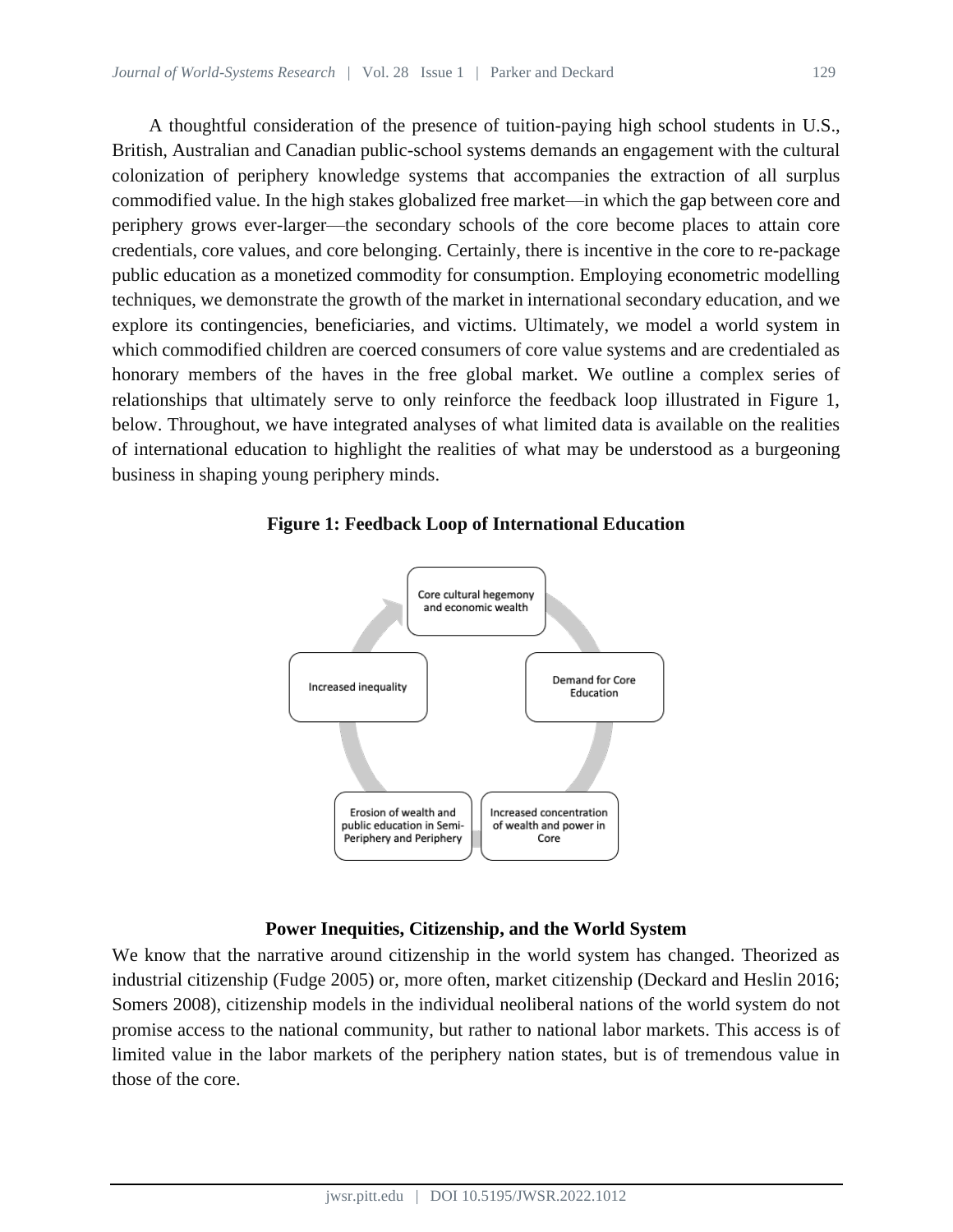A thoughtful consideration of the presence of tuition-paying high school students in U.S., British, Australian and Canadian public-school systems demands an engagement with the cultural colonization of periphery knowledge systems that accompanies the extraction of all surplus commodified value. In the high stakes globalized free market—in which the gap between core and periphery grows ever-larger—the secondary schools of the core become places to attain core credentials, core values, and core belonging. Certainly, there is incentive in the core to re-package public education as a monetized commodity for consumption. Employing econometric modelling techniques, we demonstrate the growth of the market in international secondary education, and we explore its contingencies, beneficiaries, and victims. Ultimately, we model a world system in which commodified children are coerced consumers of core value systems and are credentialed as honorary members of the haves in the free global market. We outline a complex series of relationships that ultimately serve to only reinforce the feedback loop illustrated in Figure 1, below. Throughout, we have integrated analyses of what limited data is available on the realities of international education to highlight the realities of what may be understood as a burgeoning business in shaping young periphery minds.

**Figure 1: Feedback Loop of International Education**

Core cultural hegemony and economic wealth → Demand for Core Education → Increased concentration of wealth and power in Core → Erosion of wealth and public education in Semi-Periphery and Periphery → Increased inequality → (back to Core cultural hegemony and economic wealth)

### Power Inequities, Citizenship, and the World System

We know that the narrative around citizenship in the world system has changed. Theorized as industrial citizenship (Fudge 2005) or, more often, market citizenship (Deckard and Heslin 2016; Somers 2008), citizenship models in the individual neoliberal nations of the world system do not promise access to the national community, but rather to national labor markets. This access is of limited value in the labor markets of the periphery nation states, but is of tremendous value in those of the core.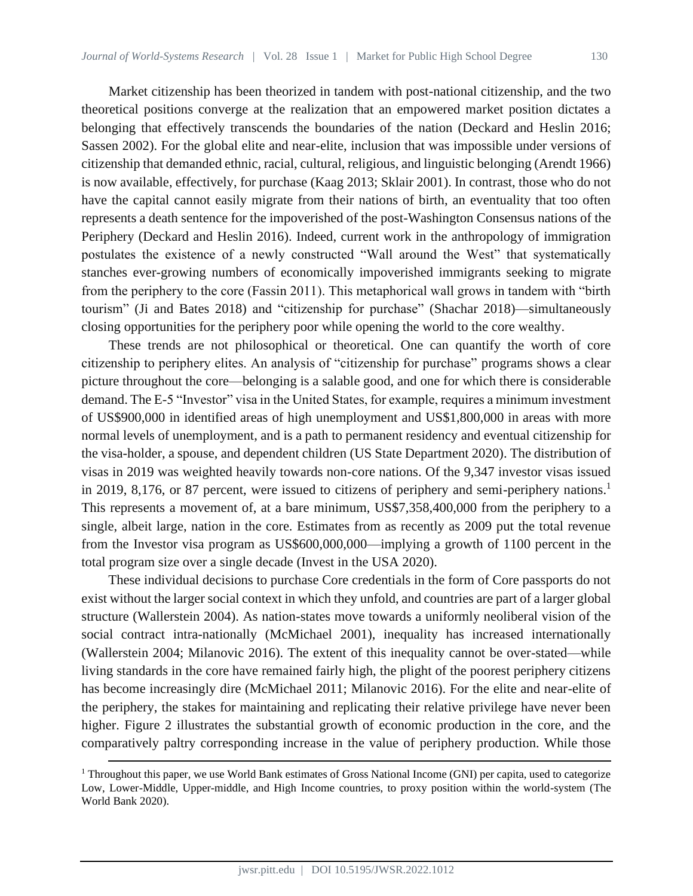Market citizenship has been theorized in tandem with post-national citizenship, and the two theoretical positions converge at the realization that an empowered market position dictates a belonging that effectively transcends the boundaries of the nation (Deckard and Heslin 2016; Sassen 2002). For the global elite and near-elite, inclusion that was impossible under versions of citizenship that demanded ethnic, racial, cultural, religious, and linguistic belonging (Arendt 1966) is now available, effectively, for purchase (Kaag 2013; Sklair 2001). In contrast, those who do not have the capital cannot easily migrate from their nations of birth, an eventuality that too often represents a death sentence for the impoverished of the post-Washington Consensus nations of the Periphery (Deckard and Heslin 2016). Indeed, current work in the anthropology of immigration postulates the existence of a newly constructed "Wall around the West" that systematically stanches ever-growing numbers of economically impoverished immigrants seeking to migrate from the periphery to the core (Fassin 2011). This metaphorical wall grows in tandem with "birth tourism" (Ji and Bates 2018) and "citizenship for purchase" (Shachar 2018)—simultaneously closing opportunities for the periphery poor while opening the world to the core wealthy.

These trends are not philosophical or theoretical. One can quantify the worth of core citizenship to periphery elites. An analysis of "citizenship for purchase" programs shows a clear picture throughout the core—belonging is a salable good, and one for which there is considerable demand. The E-5 "Investor" visa in the United States, for example, requires a minimum investment of US$900,000 in identified areas of high unemployment and US$1,800,000 in areas with more normal levels of unemployment, and is a path to permanent residency and eventual citizenship for the visa-holder, a spouse, and dependent children (US State Department 2020). The distribution of visas in 2019 was weighted heavily towards non-core nations. Of the 9,347 investor visas issued in 2019, 8,176, or 87 percent, were issued to citizens of periphery and semi-periphery nations.[1] This represents a movement of, at a bare minimum, US$7,358,400,000 from the periphery to a single, albeit large, nation in the core. Estimates from as recently as 2009 put the total revenue from the Investor visa program as US$600,000,000—implying a growth of 1100 percent in the total program size over a single decade (Invest in the USA 2020).

These individual decisions to purchase Core credentials in the form of Core passports do not exist without the larger social context in which they unfold, and countries are part of a larger global structure (Wallerstein 2004). As nation-states move towards a uniformly neoliberal vision of the social contract intra-nationally (McMichael 2001), inequality has increased internationally (Wallerstein 2004; Milanovic 2016). The extent of this inequality cannot be over-stated—while living standards in the core have remained fairly high, the plight of the poorest periphery citizens has become increasingly dire (McMichael 2011; Milanovic 2016). For the elite and near-elite of the periphery, the stakes for maintaining and replicating their relative privilege have never been higher. Figure 2 illustrates the substantial growth of economic production in the core, and the comparatively paltry corresponding increase in the value of periphery production. While those

---

[1] Throughout this paper, we use World Bank estimates of Gross National Income (GNI) per capita, used to categorize Low, Lower-Middle, Upper-middle, and High Income countries, to proxy position within the world-system (The World Bank 2020).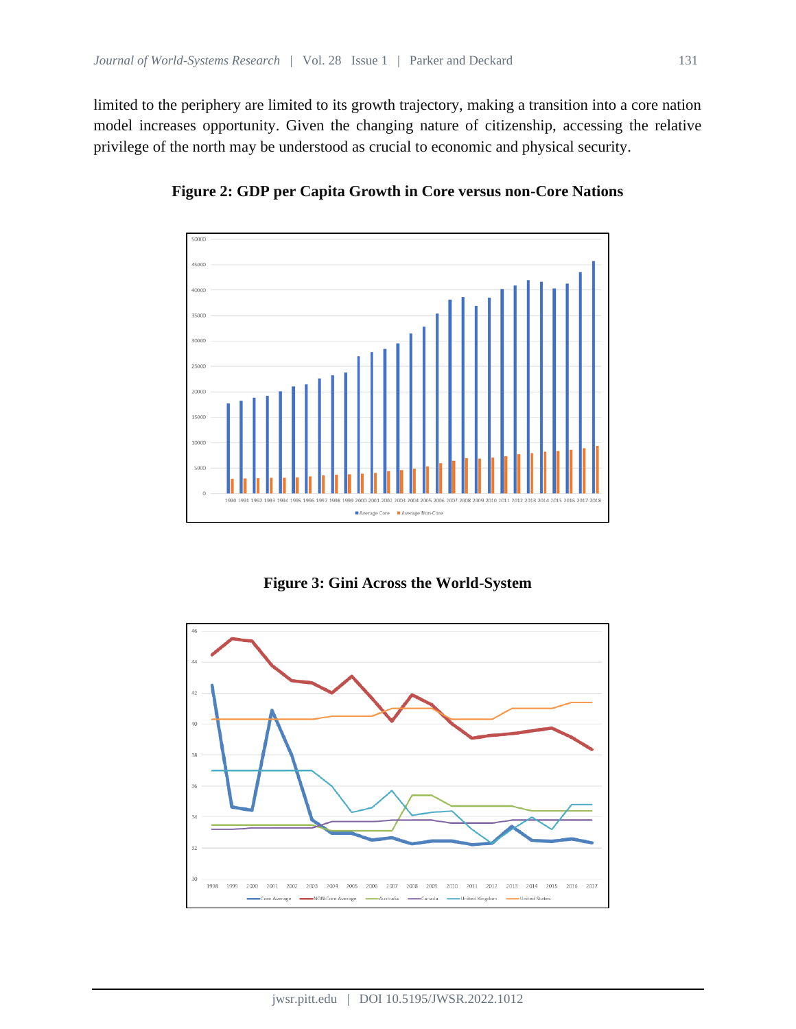limited to the periphery are limited to its growth trajectory, making a transition into a core nation model increases opportunity. Given the changing nature of citizenship, accessing the relative privilege of the north may be understood as crucial to economic and physical security.

**Figure 2: GDP per Capita Growth in Core versus non-Core Nations**

**Figure 3: Gini Across the World-System**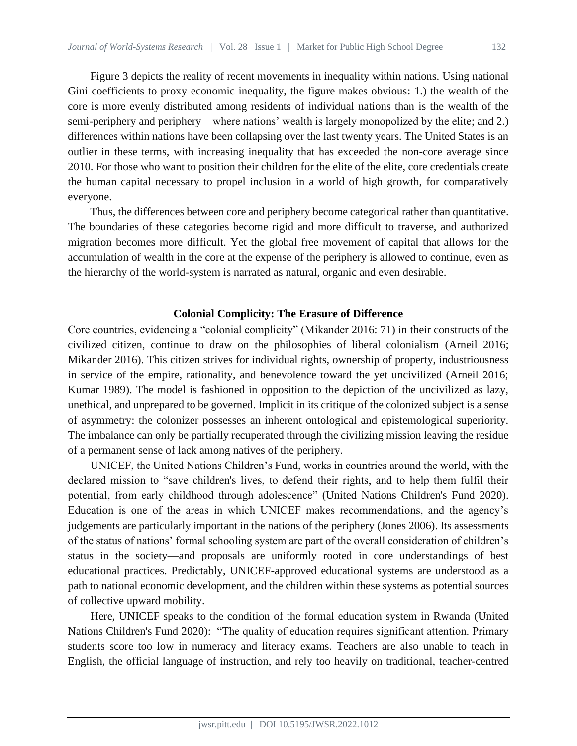Figure 3 depicts the reality of recent movements in inequality within nations. Using national Gini coefficients to proxy economic inequality, the figure makes obvious: 1.) the wealth of the core is more evenly distributed among residents of individual nations than is the wealth of the semi-periphery and periphery—where nations' wealth is largely monopolized by the elite; and 2.) differences within nations have been collapsing over the last twenty years. The United States is an outlier in these terms, with increasing inequality that has exceeded the non-core average since 2010. For those who want to position their children for the elite of the elite, core credentials create the human capital necessary to propel inclusion in a world of high growth, for comparatively everyone.

Thus, the differences between core and periphery become categorical rather than quantitative. The boundaries of these categories become rigid and more difficult to traverse, and authorized migration becomes more difficult. Yet the global free movement of capital that allows for the accumulation of wealth in the core at the expense of the periphery is allowed to continue, even as the hierarchy of the world-system is narrated as natural, organic and even desirable.

## Colonial Complicity: The Erasure of Difference

Core countries, evidencing a "colonial complicity" (Mikander 2016: 71) in their constructs of the civilized citizen, continue to draw on the philosophies of liberal colonialism (Arneil 2016; Mikander 2016). This citizen strives for individual rights, ownership of property, industriousness in service of the empire, rationality, and benevolence toward the yet uncivilized (Arneil 2016; Kumar 1989). The model is fashioned in opposition to the depiction of the uncivilized as lazy, unethical, and unprepared to be governed. Implicit in its critique of the colonized subject is a sense of asymmetry: the colonizer possesses an inherent ontological and epistemological superiority. The imbalance can only be partially recuperated through the civilizing mission leaving the residue of a permanent sense of lack among natives of the periphery.

UNICEF, the United Nations Children's Fund, works in countries around the world, with the declared mission to "save children's lives, to defend their rights, and to help them fulfil their potential, from early childhood through adolescence" (United Nations Children's Fund 2020). Education is one of the areas in which UNICEF makes recommendations, and the agency's judgements are particularly important in the nations of the periphery (Jones 2006). Its assessments of the status of nations' formal schooling system are part of the overall consideration of children's status in the society—and proposals are uniformly rooted in core understandings of best educational practices. Predictably, UNICEF-approved educational systems are understood as a path to national economic development, and the children within these systems as potential sources of collective upward mobility.

Here, UNICEF speaks to the condition of the formal education system in Rwanda (United Nations Children's Fund 2020): "The quality of education requires significant attention. Primary students score too low in numeracy and literacy exams. Teachers are also unable to teach in English, the official language of instruction, and rely too heavily on traditional, teacher-centred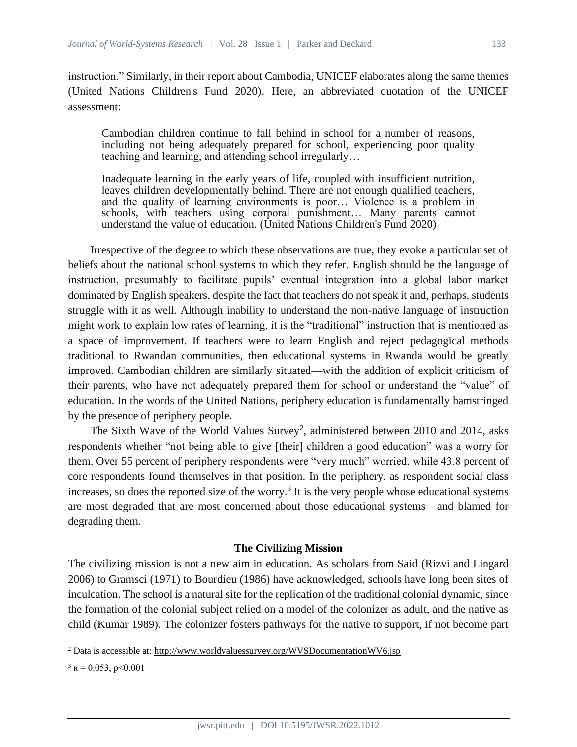instruction." Similarly, in their report about Cambodia, UNICEF elaborates along the same themes (United Nations Children's Fund 2020). Here, an abbreviated quotation of the UNICEF assessment:

> Cambodian children continue to fall behind in school for a number of reasons, including not being adequately prepared for school, experiencing poor quality teaching and learning, and attending school irregularly…
>
> Inadequate learning in the early years of life, coupled with insufficient nutrition, leaves children developmentally behind. There are not enough qualified teachers, and the quality of learning environments is poor… Violence is a problem in schools, with teachers using corporal punishment… Many parents cannot understand the value of education. (United Nations Children's Fund 2020)

Irrespective of the degree to which these observations are true, they evoke a particular set of beliefs about the national school systems to which they refer. English should be the language of instruction, presumably to facilitate pupils' eventual integration into a global labor market dominated by English speakers, despite the fact that teachers do not speak it and, perhaps, students struggle with it as well. Although inability to understand the non-native language of instruction might work to explain low rates of learning, it is the "traditional" instruction that is mentioned as a space of improvement. If teachers were to learn English and reject pedagogical methods traditional to Rwandan communities, then educational systems in Rwanda would be greatly improved. Cambodian children are similarly situated—with the addition of explicit criticism of their parents, who have not adequately prepared them for school or understand the "value" of education. In the words of the United Nations, periphery education is fundamentally hamstringed by the presence of periphery people.

The Sixth Wave of the World Values Survey[2], administered between 2010 and 2014, asks respondents whether "not being able to give [their] children a good education" was a worry for them. Over 55 percent of periphery respondents were "very much" worried, while 43.8 percent of core respondents found themselves in that position. In the periphery, as respondent social class increases, so does the reported size of the worry.[3] It is the very people whose educational systems are most degraded that are most concerned about those educational systems—and blamed for degrading them.

## The Civilizing Mission

The civilizing mission is not a new aim in education. As scholars from Said (Rizvi and Lingard 2006) to Gramsci (1971) to Bourdieu (1986) have acknowledged, schools have long been sites of inculcation. The school is a natural site for the replication of the traditional colonial dynamic, since the formation of the colonial subject relied on a model of the colonizer as adult, and the native as child (Kumar 1989). The colonizer fosters pathways for the native to support, if not become part

---

[2] Data is accessible at: http://www.worldvaluessurvey.org/WVSDocumentationWV6.jsp

[3] $R = 0.053$, $p<0.001$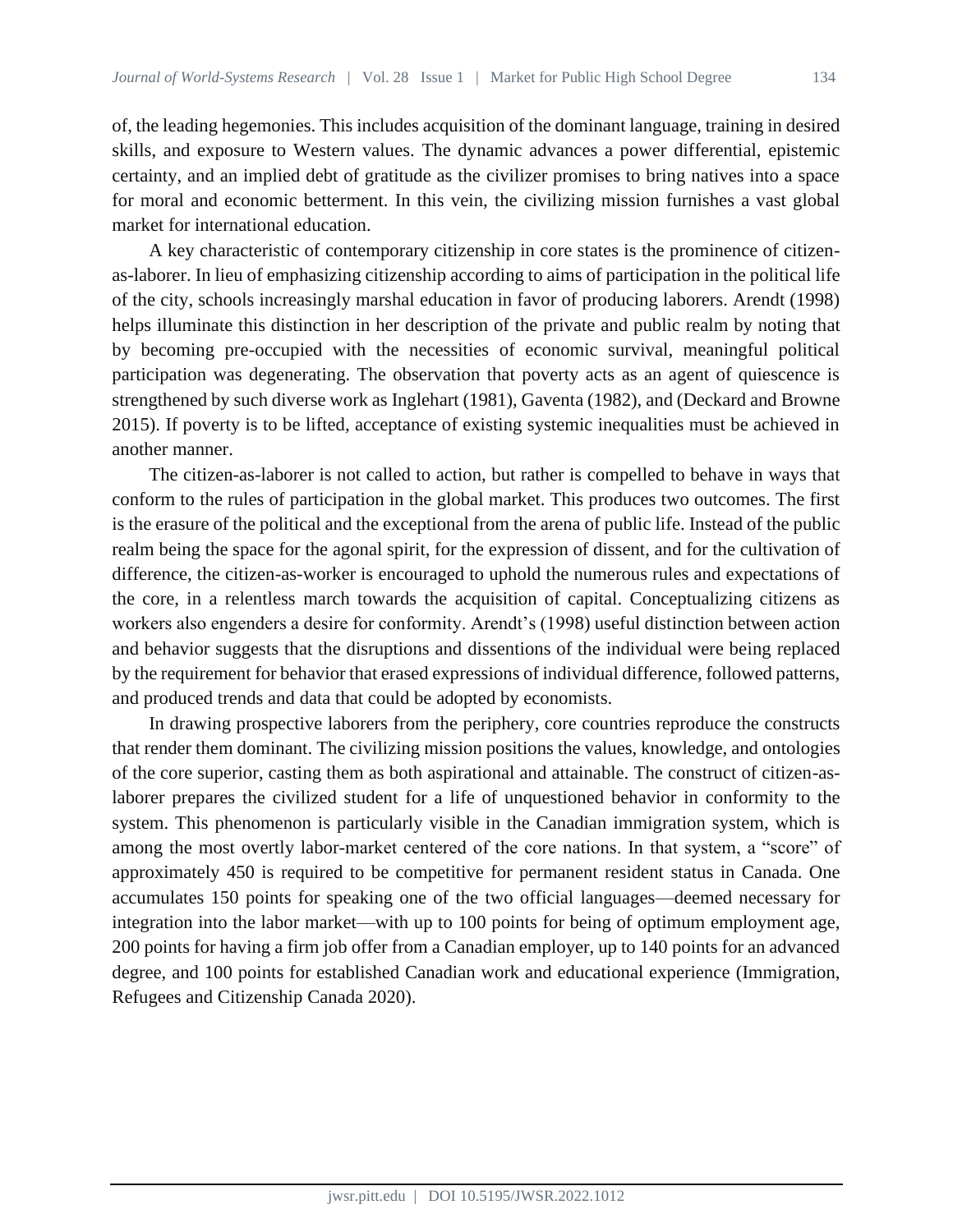of, the leading hegemonies. This includes acquisition of the dominant language, training in desired skills, and exposure to Western values. The dynamic advances a power differential, epistemic certainty, and an implied debt of gratitude as the civilizer promises to bring natives into a space for moral and economic betterment. In this vein, the civilizing mission furnishes a vast global market for international education.

A key characteristic of contemporary citizenship in core states is the prominence of citizen-as-laborer. In lieu of emphasizing citizenship according to aims of participation in the political life of the city, schools increasingly marshal education in favor of producing laborers. Arendt (1998) helps illuminate this distinction in her description of the private and public realm by noting that by becoming pre-occupied with the necessities of economic survival, meaningful political participation was degenerating. The observation that poverty acts as an agent of quiescence is strengthened by such diverse work as Inglehart (1981), Gaventa (1982), and (Deckard and Browne 2015). If poverty is to be lifted, acceptance of existing systemic inequalities must be achieved in another manner.

The citizen-as-laborer is not called to action, but rather is compelled to behave in ways that conform to the rules of participation in the global market. This produces two outcomes. The first is the erasure of the political and the exceptional from the arena of public life. Instead of the public realm being the space for the agonal spirit, for the expression of dissent, and for the cultivation of difference, the citizen-as-worker is encouraged to uphold the numerous rules and expectations of the core, in a relentless march towards the acquisition of capital. Conceptualizing citizens as workers also engenders a desire for conformity. Arendt's (1998) useful distinction between action and behavior suggests that the disruptions and dissentions of the individual were being replaced by the requirement for behavior that erased expressions of individual difference, followed patterns, and produced trends and data that could be adopted by economists.

In drawing prospective laborers from the periphery, core countries reproduce the constructs that render them dominant. The civilizing mission positions the values, knowledge, and ontologies of the core superior, casting them as both aspirational and attainable. The construct of citizen-as-laborer prepares the civilized student for a life of unquestioned behavior in conformity to the system. This phenomenon is particularly visible in the Canadian immigration system, which is among the most overtly labor-market centered of the core nations. In that system, a "score" of approximately 450 is required to be competitive for permanent resident status in Canada. One accumulates 150 points for speaking one of the two official languages—deemed necessary for integration into the labor market—with up to 100 points for being of optimum employment age, 200 points for having a firm job offer from a Canadian employer, up to 140 points for an advanced degree, and 100 points for established Canadian work and educational experience (Immigration, Refugees and Citizenship Canada 2020).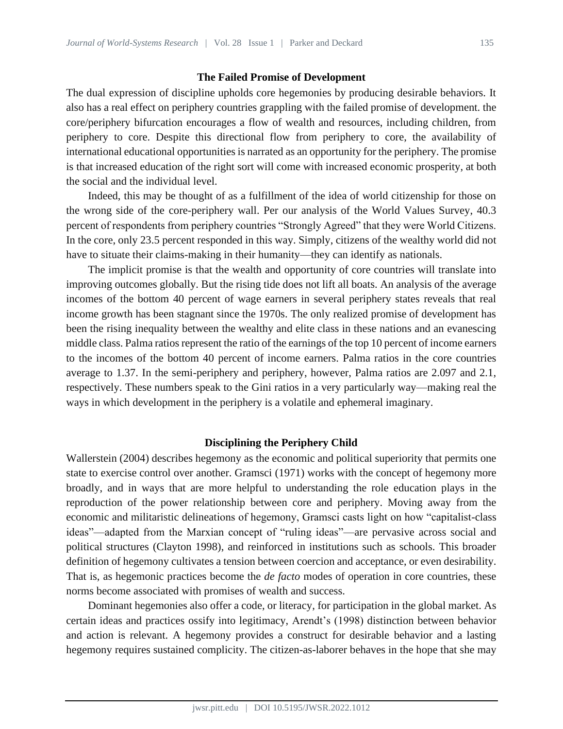## The Failed Promise of Development

The dual expression of discipline upholds core hegemonies by producing desirable behaviors. It also has a real effect on periphery countries grappling with the failed promise of development. the core/periphery bifurcation encourages a flow of wealth and resources, including children, from periphery to core. Despite this directional flow from periphery to core, the availability of international educational opportunities is narrated as an opportunity for the periphery. The promise is that increased education of the right sort will come with increased economic prosperity, at both the social and the individual level.

Indeed, this may be thought of as a fulfillment of the idea of world citizenship for those on the wrong side of the core-periphery wall. Per our analysis of the World Values Survey, 40.3 percent of respondents from periphery countries "Strongly Agreed" that they were World Citizens. In the core, only 23.5 percent responded in this way. Simply, citizens of the wealthy world did not have to situate their claims-making in their humanity—they can identify as nationals.

The implicit promise is that the wealth and opportunity of core countries will translate into improving outcomes globally. But the rising tide does not lift all boats. An analysis of the average incomes of the bottom 40 percent of wage earners in several periphery states reveals that real income growth has been stagnant since the 1970s. The only realized promise of development has been the rising inequality between the wealthy and elite class in these nations and an evanescing middle class. Palma ratios represent the ratio of the earnings of the top 10 percent of income earners to the incomes of the bottom 40 percent of income earners. Palma ratios in the core countries average to 1.37. In the semi-periphery and periphery, however, Palma ratios are 2.097 and 2.1, respectively. These numbers speak to the Gini ratios in a very particularly way—making real the ways in which development in the periphery is a volatile and ephemeral imaginary.

## Disciplining the Periphery Child

Wallerstein (2004) describes hegemony as the economic and political superiority that permits one state to exercise control over another. Gramsci (1971) works with the concept of hegemony more broadly, and in ways that are more helpful to understanding the role education plays in the reproduction of the power relationship between core and periphery. Moving away from the economic and militaristic delineations of hegemony, Gramsci casts light on how "capitalist-class ideas"—adapted from the Marxian concept of "ruling ideas"—are pervasive across social and political structures (Clayton 1998), and reinforced in institutions such as schools. This broader definition of hegemony cultivates a tension between coercion and acceptance, or even desirability. That is, as hegemonic practices become the *de facto* modes of operation in core countries, these norms become associated with promises of wealth and success.

Dominant hegemonies also offer a code, or literacy, for participation in the global market. As certain ideas and practices ossify into legitimacy, Arendt's (1998) distinction between behavior and action is relevant. A hegemony provides a construct for desirable behavior and a lasting hegemony requires sustained complicity. The citizen-as-laborer behaves in the hope that she may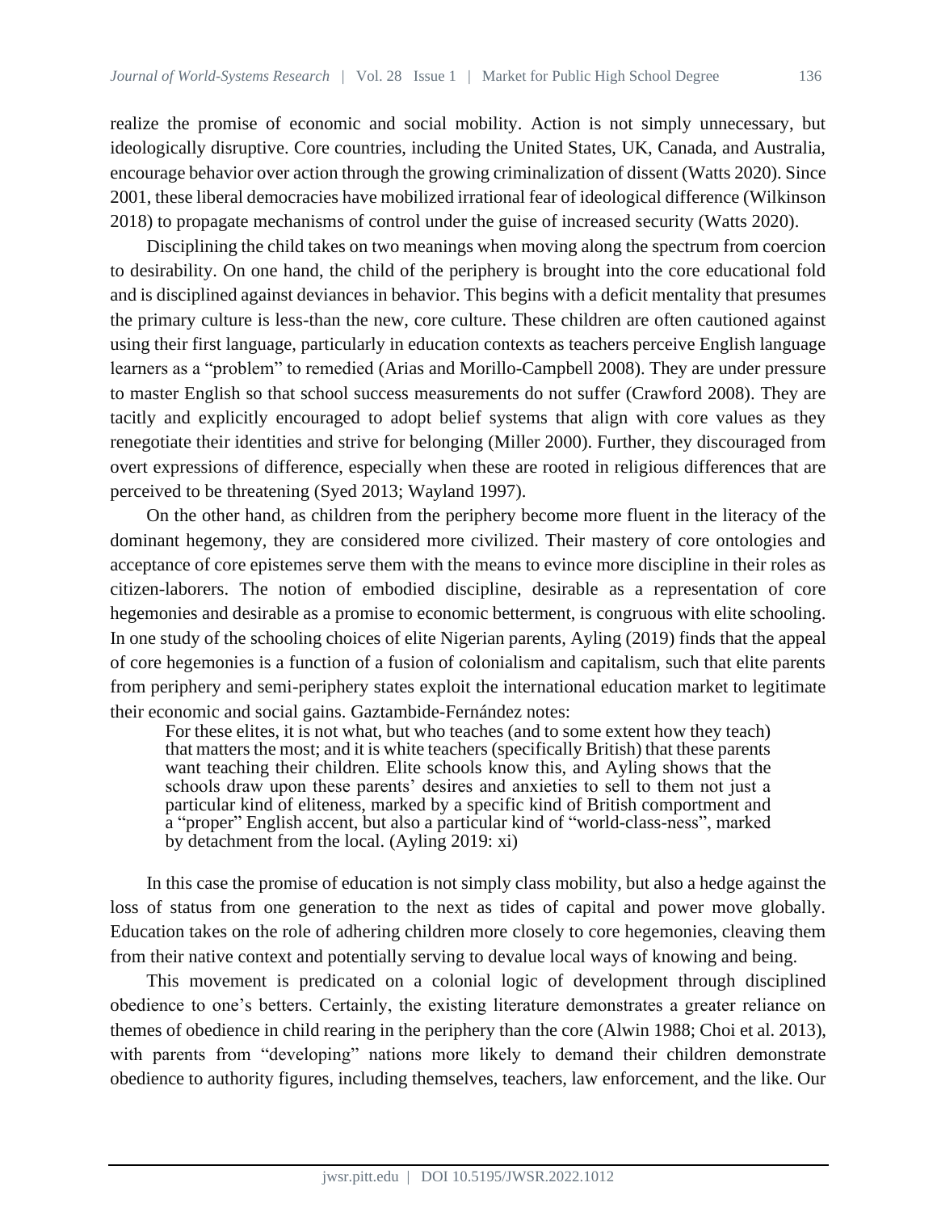realize the promise of economic and social mobility. Action is not simply unnecessary, but ideologically disruptive. Core countries, including the United States, UK, Canada, and Australia, encourage behavior over action through the growing criminalization of dissent (Watts 2020). Since 2001, these liberal democracies have mobilized irrational fear of ideological difference (Wilkinson 2018) to propagate mechanisms of control under the guise of increased security (Watts 2020).

Disciplining the child takes on two meanings when moving along the spectrum from coercion to desirability. On one hand, the child of the periphery is brought into the core educational fold and is disciplined against deviances in behavior. This begins with a deficit mentality that presumes the primary culture is less-than the new, core culture. These children are often cautioned against using their first language, particularly in education contexts as teachers perceive English language learners as a "problem" to remedied (Arias and Morillo-Campbell 2008). They are under pressure to master English so that school success measurements do not suffer (Crawford 2008). They are tacitly and explicitly encouraged to adopt belief systems that align with core values as they renegotiate their identities and strive for belonging (Miller 2000). Further, they discouraged from overt expressions of difference, especially when these are rooted in religious differences that are perceived to be threatening (Syed 2013; Wayland 1997).

On the other hand, as children from the periphery become more fluent in the literacy of the dominant hegemony, they are considered more civilized. Their mastery of core ontologies and acceptance of core epistemes serve them with the means to evince more discipline in their roles as citizen-laborers. The notion of embodied discipline, desirable as a representation of core hegemonies and desirable as a promise to economic betterment, is congruous with elite schooling. In one study of the schooling choices of elite Nigerian parents, Ayling (2019) finds that the appeal of core hegemonies is a function of a fusion of colonialism and capitalism, such that elite parents from periphery and semi-periphery states exploit the international education market to legitimate their economic and social gains. Gaztambide-Fernández notes:

> For these elites, it is not what, but who teaches (and to some extent how they teach) that matters the most; and it is white teachers (specifically British) that these parents want teaching their children. Elite schools know this, and Ayling shows that the schools draw upon these parents' desires and anxieties to sell to them not just a particular kind of eliteness, marked by a specific kind of British comportment and a "proper" English accent, but also a particular kind of "world-class-ness", marked by detachment from the local. (Ayling 2019: xi)

In this case the promise of education is not simply class mobility, but also a hedge against the loss of status from one generation to the next as tides of capital and power move globally. Education takes on the role of adhering children more closely to core hegemonies, cleaving them from their native context and potentially serving to devalue local ways of knowing and being.

This movement is predicated on a colonial logic of development through disciplined obedience to one's betters. Certainly, the existing literature demonstrates a greater reliance on themes of obedience in child rearing in the periphery than the core (Alwin 1988; Choi et al. 2013), with parents from "developing" nations more likely to demand their children demonstrate obedience to authority figures, including themselves, teachers, law enforcement, and the like. Our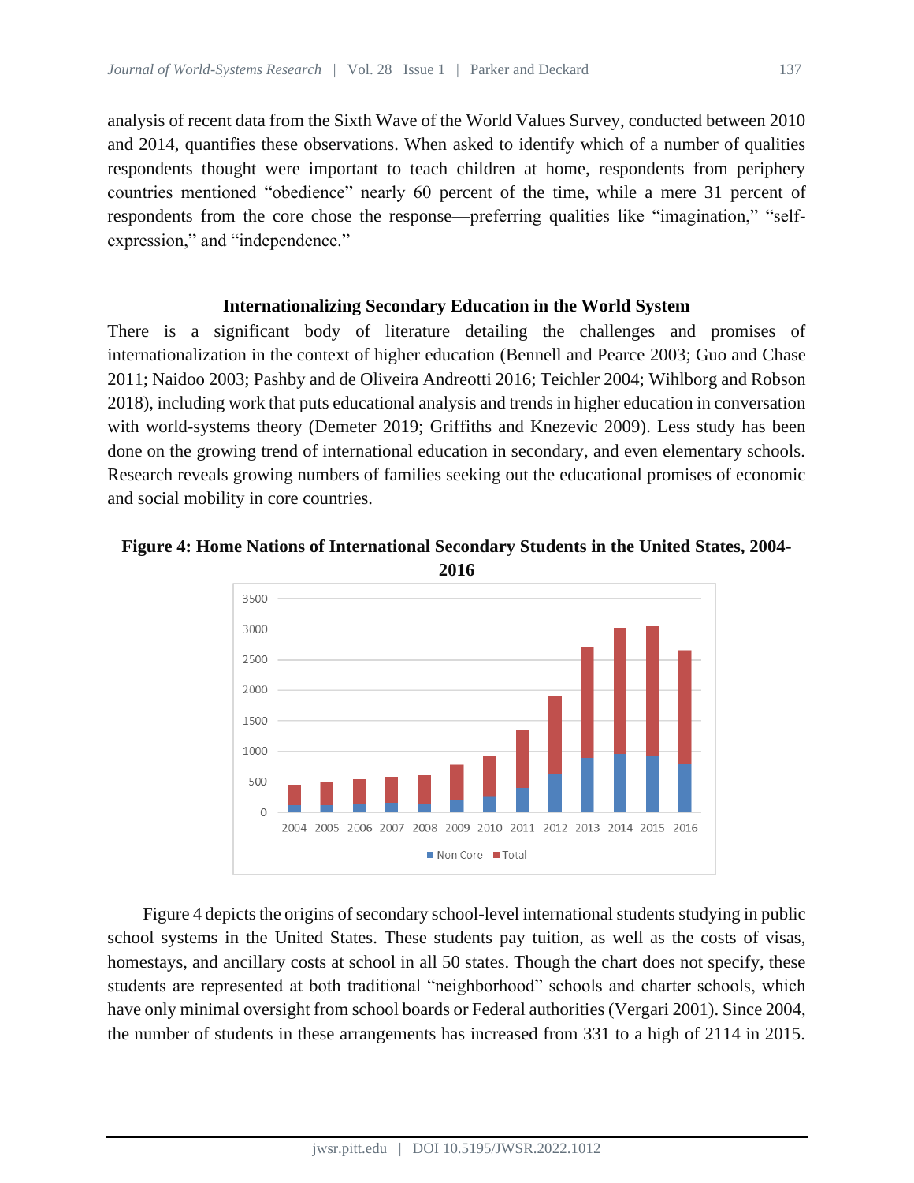analysis of recent data from the Sixth Wave of the World Values Survey, conducted between 2010 and 2014, quantifies these observations. When asked to identify which of a number of qualities respondents thought were important to teach children at home, respondents from periphery countries mentioned "obedience" nearly 60 percent of the time, while a mere 31 percent of respondents from the core chose the response—preferring qualities like "imagination," "self-expression," and "independence."

## Internationalizing Secondary Education in the World System

There is a significant body of literature detailing the challenges and promises of internationalization in the context of higher education (Bennell and Pearce 2003; Guo and Chase 2011; Naidoo 2003; Pashby and de Oliveira Andreotti 2016; Teichler 2004; Wihlborg and Robson 2018), including work that puts educational analysis and trends in higher education in conversation with world-systems theory (Demeter 2019; Griffiths and Knezevic 2009). Less study has been done on the growing trend of international education in secondary, and even elementary schools. Research reveals growing numbers of families seeking out the educational promises of economic and social mobility in core countries.

**Figure 4: Home Nations of International Secondary Students in the United States, 2004-2016**

Figure 4 depicts the origins of secondary school-level international students studying in public school systems in the United States. These students pay tuition, as well as the costs of visas, homestays, and ancillary costs at school in all 50 states. Though the chart does not specify, these students are represented at both traditional "neighborhood" schools and charter schools, which have only minimal oversight from school boards or Federal authorities (Vergari 2001). Since 2004, the number of students in these arrangements has increased from 331 to a high of 2114 in 2015.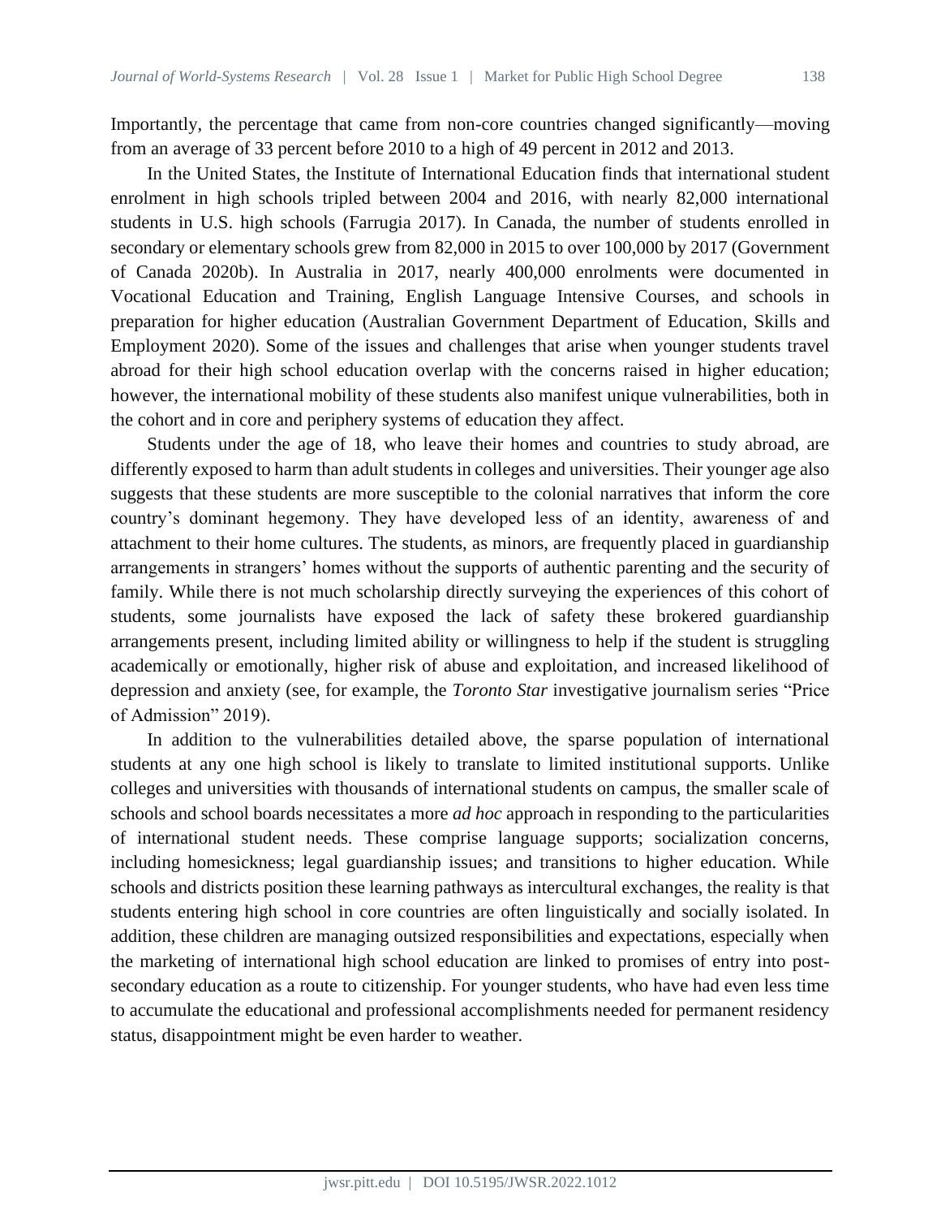Importantly, the percentage that came from non-core countries changed significantly—moving from an average of 33 percent before 2010 to a high of 49 percent in 2012 and 2013.

In the United States, the Institute of International Education finds that international student enrolment in high schools tripled between 2004 and 2016, with nearly 82,000 international students in U.S. high schools (Farrugia 2017). In Canada, the number of students enrolled in secondary or elementary schools grew from 82,000 in 2015 to over 100,000 by 2017 (Government of Canada 2020b). In Australia in 2017, nearly 400,000 enrolments were documented in Vocational Education and Training, English Language Intensive Courses, and schools in preparation for higher education (Australian Government Department of Education, Skills and Employment 2020). Some of the issues and challenges that arise when younger students travel abroad for their high school education overlap with the concerns raised in higher education; however, the international mobility of these students also manifest unique vulnerabilities, both in the cohort and in core and periphery systems of education they affect.

Students under the age of 18, who leave their homes and countries to study abroad, are differently exposed to harm than adult students in colleges and universities. Their younger age also suggests that these students are more susceptible to the colonial narratives that inform the core country's dominant hegemony. They have developed less of an identity, awareness of and attachment to their home cultures. The students, as minors, are frequently placed in guardianship arrangements in strangers' homes without the supports of authentic parenting and the security of family. While there is not much scholarship directly surveying the experiences of this cohort of students, some journalists have exposed the lack of safety these brokered guardianship arrangements present, including limited ability or willingness to help if the student is struggling academically or emotionally, higher risk of abuse and exploitation, and increased likelihood of depression and anxiety (see, for example, the *Toronto Star* investigative journalism series "Price of Admission" 2019).

In addition to the vulnerabilities detailed above, the sparse population of international students at any one high school is likely to translate to limited institutional supports. Unlike colleges and universities with thousands of international students on campus, the smaller scale of schools and school boards necessitates a more *ad hoc* approach in responding to the particularities of international student needs. These comprise language supports; socialization concerns, including homesickness; legal guardianship issues; and transitions to higher education. While schools and districts position these learning pathways as intercultural exchanges, the reality is that students entering high school in core countries are often linguistically and socially isolated. In addition, these children are managing outsized responsibilities and expectations, especially when the marketing of international high school education are linked to promises of entry into post-secondary education as a route to citizenship. For younger students, who have had even less time to accumulate the educational and professional accomplishments needed for permanent residency status, disappointment might be even harder to weather.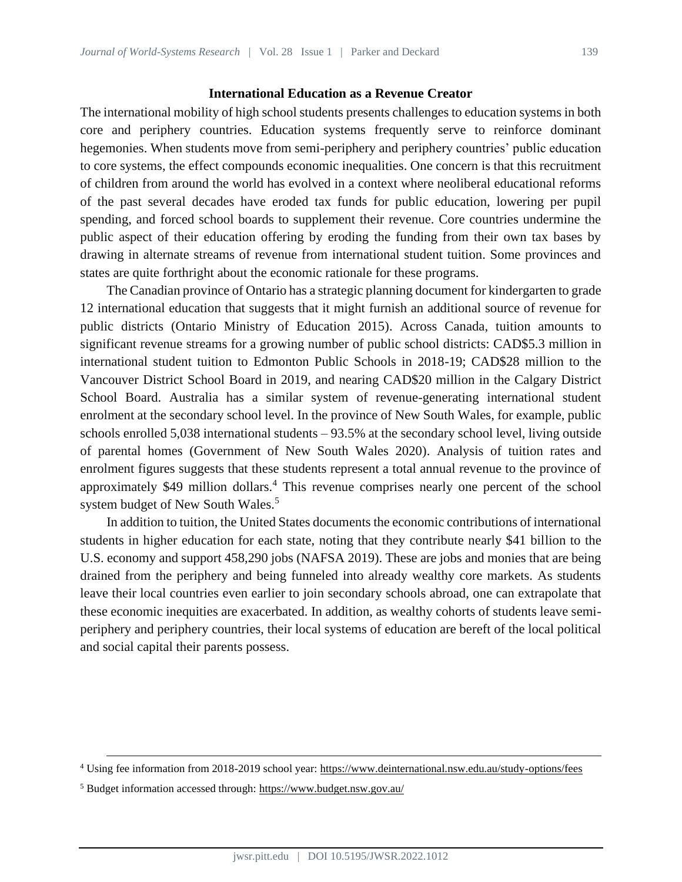### International Education as a Revenue Creator

The international mobility of high school students presents challenges to education systems in both core and periphery countries. Education systems frequently serve to reinforce dominant hegemonies. When students move from semi-periphery and periphery countries' public education to core systems, the effect compounds economic inequalities. One concern is that this recruitment of children from around the world has evolved in a context where neoliberal educational reforms of the past several decades have eroded tax funds for public education, lowering per pupil spending, and forced school boards to supplement their revenue. Core countries undermine the public aspect of their education offering by eroding the funding from their own tax bases by drawing in alternate streams of revenue from international student tuition. Some provinces and states are quite forthright about the economic rationale for these programs.

The Canadian province of Ontario has a strategic planning document for kindergarten to grade 12 international education that suggests that it might furnish an additional source of revenue for public districts (Ontario Ministry of Education 2015). Across Canada, tuition amounts to significant revenue streams for a growing number of public school districts: CAD$5.3 million in international student tuition to Edmonton Public Schools in 2018-19; CAD$28 million to the Vancouver District School Board in 2019, and nearing CAD$20 million in the Calgary District School Board. Australia has a similar system of revenue-generating international student enrolment at the secondary school level. In the province of New South Wales, for example, public schools enrolled 5,038 international students – 93.5% at the secondary school level, living outside of parental homes (Government of New South Wales 2020). Analysis of tuition rates and enrolment figures suggests that these students represent a total annual revenue to the province of approximately $49 million dollars.[4] This revenue comprises nearly one percent of the school system budget of New South Wales.[5]

In addition to tuition, the United States documents the economic contributions of international students in higher education for each state, noting that they contribute nearly $41 billion to the U.S. economy and support 458,290 jobs (NAFSA 2019). These are jobs and monies that are being drained from the periphery and being funneled into already wealthy core markets. As students leave their local countries even earlier to join secondary schools abroad, one can extrapolate that these economic inequities are exacerbated. In addition, as wealthy cohorts of students leave semi-periphery and periphery countries, their local systems of education are bereft of the local political and social capital their parents possess.

---

[4] Using fee information from 2018-2019 school year: https://www.deinternational.nsw.edu.au/study-options/fees

[5] Budget information accessed through: https://www.budget.nsw.gov.au/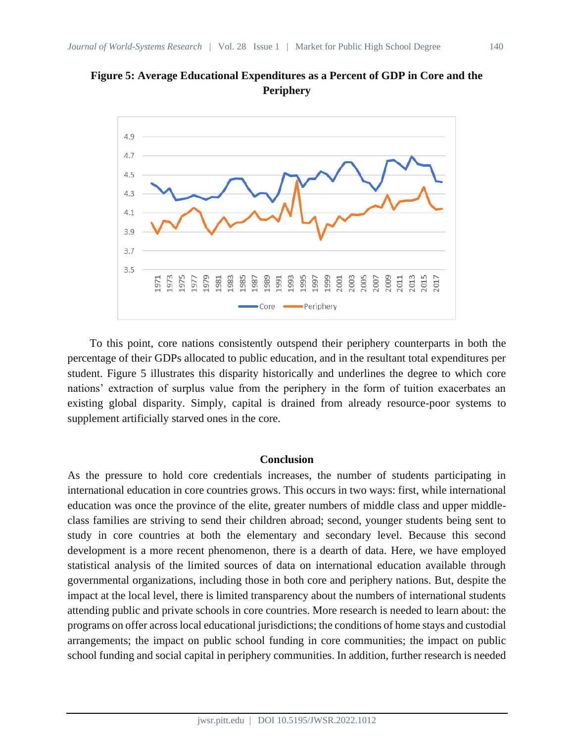**Figure 5: Average Educational Expenditures as a Percent of GDP in Core and the Periphery**

To this point, core nations consistently outspend their periphery counterparts in both the percentage of their GDPs allocated to public education, and in the resultant total expenditures per student. Figure 5 illustrates this disparity historically and underlines the degree to which core nations' extraction of surplus value from the periphery in the form of tuition exacerbates an existing global disparity. Simply, capital is drained from already resource-poor systems to supplement artificially starved ones in the core.

## Conclusion

As the pressure to hold core credentials increases, the number of students participating in international education in core countries grows. This occurs in two ways: first, while international education was once the province of the elite, greater numbers of middle class and upper middle-class families are striving to send their children abroad; second, younger students being sent to study in core countries at both the elementary and secondary level. Because this second development is a more recent phenomenon, there is a dearth of data. Here, we have employed statistical analysis of the limited sources of data on international education available through governmental organizations, including those in both core and periphery nations. But, despite the impact at the local level, there is limited transparency about the numbers of international students attending public and private schools in core countries. More research is needed to learn about: the programs on offer across local educational jurisdictions; the conditions of home stays and custodial arrangements; the impact on public school funding in core communities; the impact on public school funding and social capital in periphery communities. In addition, further research is needed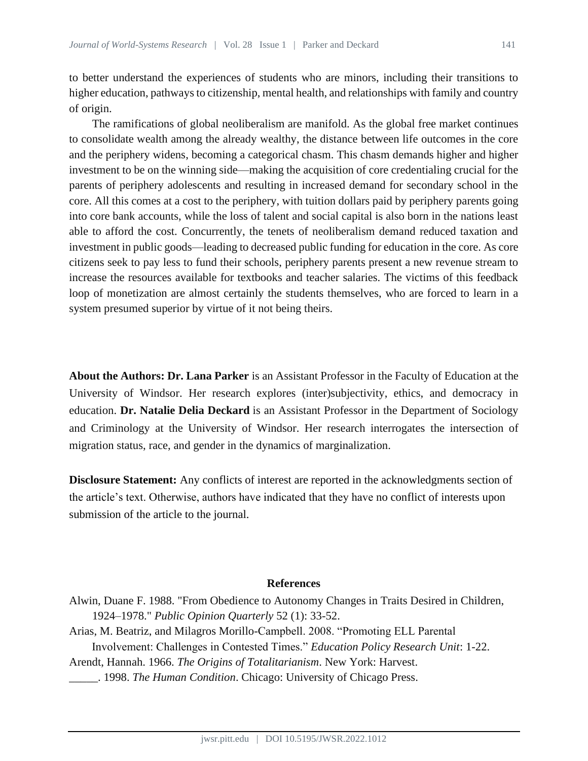to better understand the experiences of students who are minors, including their transitions to higher education, pathways to citizenship, mental health, and relationships with family and country of origin.

The ramifications of global neoliberalism are manifold. As the global free market continues to consolidate wealth among the already wealthy, the distance between life outcomes in the core and the periphery widens, becoming a categorical chasm. This chasm demands higher and higher investment to be on the winning side—making the acquisition of core credentialing crucial for the parents of periphery adolescents and resulting in increased demand for secondary school in the core. All this comes at a cost to the periphery, with tuition dollars paid by periphery parents going into core bank accounts, while the loss of talent and social capital is also born in the nations least able to afford the cost. Concurrently, the tenets of neoliberalism demand reduced taxation and investment in public goods—leading to decreased public funding for education in the core. As core citizens seek to pay less to fund their schools, periphery parents present a new revenue stream to increase the resources available for textbooks and teacher salaries. The victims of this feedback loop of monetization are almost certainly the students themselves, who are forced to learn in a system presumed superior by virtue of it not being theirs.

**About the Authors: Dr. Lana Parker** is an Assistant Professor in the Faculty of Education at the University of Windsor. Her research explores (inter)subjectivity, ethics, and democracy in education. **Dr. Natalie Delia Deckard** is an Assistant Professor in the Department of Sociology and Criminology at the University of Windsor. Her research interrogates the intersection of migration status, race, and gender in the dynamics of marginalization.

**Disclosure Statement:** Any conflicts of interest are reported in the acknowledgments section of the article's text. Otherwise, authors have indicated that they have no conflict of interests upon submission of the article to the journal.

## References

Alwin, Duane F. 1988. "From Obedience to Autonomy Changes in Traits Desired in Children, 1924–1978." *Public Opinion Quarterly* 52 (1): 33-52.

Arias, M. Beatriz, and Milagros Morillo-Campbell. 2008. "Promoting ELL Parental Involvement: Challenges in Contested Times." *Education Policy Research Unit*: 1-22.

Arendt, Hannah. 1966. *The Origins of Totalitarianism*. New York: Harvest.

_____. 1998. *The Human Condition*. Chicago: University of Chicago Press.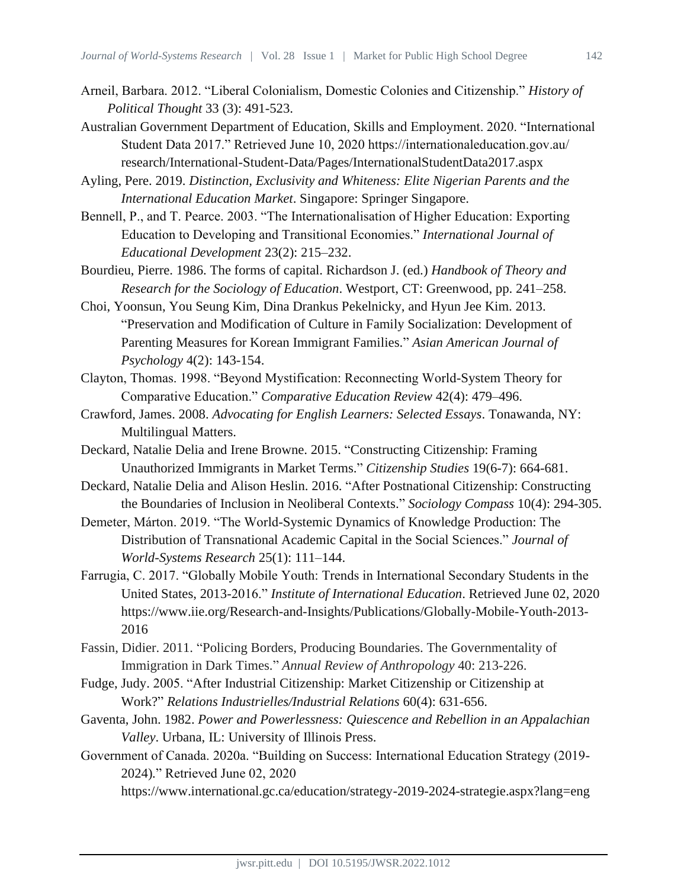Arneil, Barbara. 2012. "Liberal Colonialism, Domestic Colonies and Citizenship." *History of Political Thought* 33 (3): 491-523.

Australian Government Department of Education, Skills and Employment. 2020. "International Student Data 2017." Retrieved June 10, 2020 https://internationaleducation.gov.au/research/International-Student-Data/Pages/InternationalStudentData2017.aspx

Ayling, Pere. 2019. *Distinction, Exclusivity and Whiteness: Elite Nigerian Parents and the International Education Market*. Singapore: Springer Singapore.

Bennell, P., and T. Pearce. 2003. "The Internationalisation of Higher Education: Exporting Education to Developing and Transitional Economies." *International Journal of Educational Development* 23(2): 215–232.

Bourdieu, Pierre. 1986. The forms of capital. Richardson J. (ed.) *Handbook of Theory and Research for the Sociology of Education*. Westport, CT: Greenwood, pp. 241–258.

Choi, Yoonsun, You Seung Kim, Dina Drankus Pekelnicky, and Hyun Jee Kim. 2013. "Preservation and Modification of Culture in Family Socialization: Development of Parenting Measures for Korean Immigrant Families." *Asian American Journal of Psychology* 4(2): 143-154.

Clayton, Thomas. 1998. "Beyond Mystification: Reconnecting World-System Theory for Comparative Education." *Comparative Education Review* 42(4): 479–496.

Crawford, James. 2008. *Advocating for English Learners: Selected Essays*. Tonawanda, NY: Multilingual Matters.

Deckard, Natalie Delia and Irene Browne. 2015. "Constructing Citizenship: Framing Unauthorized Immigrants in Market Terms." *Citizenship Studies* 19(6-7): 664-681.

Deckard, Natalie Delia and Alison Heslin. 2016. "After Postnational Citizenship: Constructing the Boundaries of Inclusion in Neoliberal Contexts." *Sociology Compass* 10(4): 294-305.

Demeter, Márton. 2019. "The World-Systemic Dynamics of Knowledge Production: The Distribution of Transnational Academic Capital in the Social Sciences." *Journal of World-Systems Research* 25(1): 111–144.

Farrugia, C. 2017. "Globally Mobile Youth: Trends in International Secondary Students in the United States, 2013-2016." *Institute of International Education*. Retrieved June 02, 2020 https://www.iie.org/Research-and-Insights/Publications/Globally-Mobile-Youth-2013-2016

Fassin, Didier. 2011. "Policing Borders, Producing Boundaries. The Governmentality of Immigration in Dark Times." *Annual Review of Anthropology* 40: 213-226.

Fudge, Judy. 2005. "After Industrial Citizenship: Market Citizenship or Citizenship at Work?" *Relations Industrielles/Industrial Relations* 60(4): 631-656.

Gaventa, John. 1982. *Power and Powerlessness: Quiescence and Rebellion in an Appalachian Valley*. Urbana, IL: University of Illinois Press.

Government of Canada. 2020a. "Building on Success: International Education Strategy (2019-2024)." Retrieved June 02, 2020 https://www.international.gc.ca/education/strategy-2019-2024-strategie.aspx?lang=eng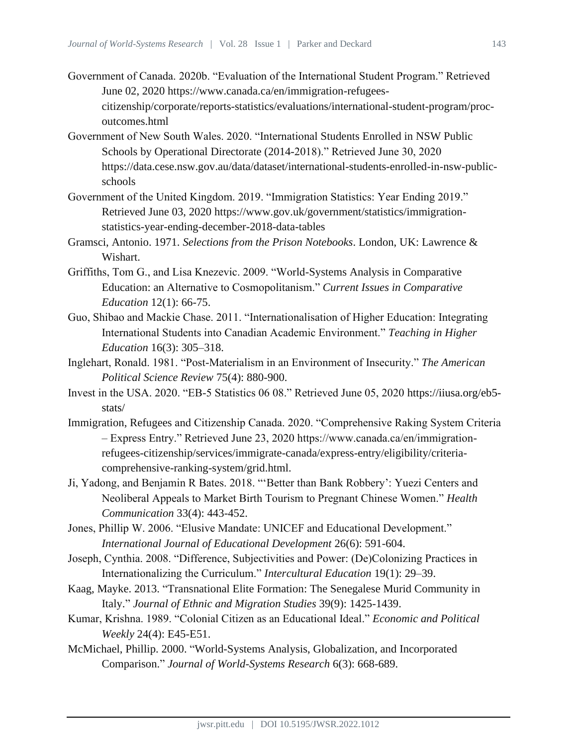Government of Canada. 2020b. "Evaluation of the International Student Program." Retrieved June 02, 2020 https://www.canada.ca/en/immigration-refugees-citizenship/corporate/reports-statistics/evaluations/international-student-program/proc-outcomes.html

Government of New South Wales. 2020. "International Students Enrolled in NSW Public Schools by Operational Directorate (2014-2018)." Retrieved June 30, 2020 https://data.cese.nsw.gov.au/data/dataset/international-students-enrolled-in-nsw-public-schools

Government of the United Kingdom. 2019. "Immigration Statistics: Year Ending 2019." Retrieved June 03, 2020 https://www.gov.uk/government/statistics/immigration-statistics-year-ending-december-2018-data-tables

Gramsci, Antonio. 1971. *Selections from the Prison Notebooks*. London, UK: Lawrence & Wishart.

Griffiths, Tom G., and Lisa Knezevic. 2009. "World-Systems Analysis in Comparative Education: an Alternative to Cosmopolitanism." *Current Issues in Comparative Education* 12(1): 66-75.

Guo, Shibao and Mackie Chase. 2011. "Internationalisation of Higher Education: Integrating International Students into Canadian Academic Environment." *Teaching in Higher Education* 16(3): 305–318.

Inglehart, Ronald. 1981. "Post-Materialism in an Environment of Insecurity." *The American Political Science Review* 75(4): 880-900.

Invest in the USA. 2020. "EB-5 Statistics 06 08." Retrieved June 05, 2020 https://iiusa.org/eb5-stats/

Immigration, Refugees and Citizenship Canada. 2020. "Comprehensive Raking System Criteria – Express Entry." Retrieved June 23, 2020 https://www.canada.ca/en/immigration-refugees-citizenship/services/immigrate-canada/express-entry/eligibility/criteria-comprehensive-ranking-system/grid.html.

Ji, Yadong, and Benjamin R Bates. 2018. "'Better than Bank Robbery': Yuezi Centers and Neoliberal Appeals to Market Birth Tourism to Pregnant Chinese Women." *Health Communication* 33(4): 443-452.

Jones, Phillip W. 2006. "Elusive Mandate: UNICEF and Educational Development." *International Journal of Educational Development* 26(6): 591-604.

Joseph, Cynthia. 2008. "Difference, Subjectivities and Power: (De)Colonizing Practices in Internationalizing the Curriculum." *Intercultural Education* 19(1): 29–39.

Kaag, Mayke. 2013. "Transnational Elite Formation: The Senegalese Murid Community in Italy." *Journal of Ethnic and Migration Studies* 39(9): 1425-1439.

Kumar, Krishna. 1989. "Colonial Citizen as an Educational Ideal." *Economic and Political Weekly* 24(4): E45-E51.

McMichael, Phillip. 2000. "World-Systems Analysis, Globalization, and Incorporated Comparison." *Journal of World-Systems Research* 6(3): 668-689.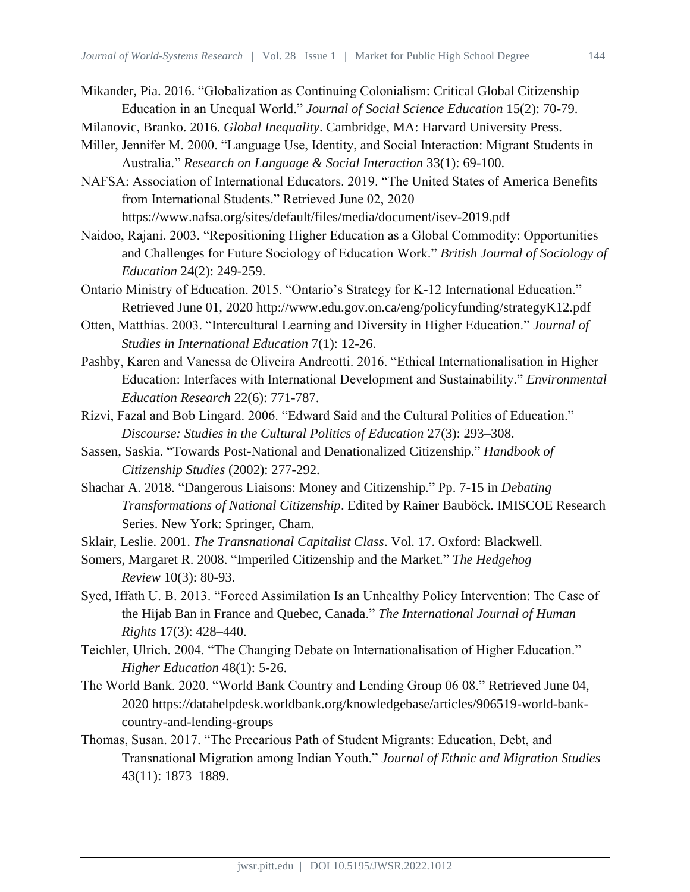Mikander, Pia. 2016. "Globalization as Continuing Colonialism: Critical Global Citizenship Education in an Unequal World." *Journal of Social Science Education* 15(2): 70-79.

Milanovic, Branko. 2016. *Global Inequality*. Cambridge, MA: Harvard University Press.

Miller, Jennifer M. 2000. "Language Use, Identity, and Social Interaction: Migrant Students in Australia." *Research on Language & Social Interaction* 33(1): 69-100.

NAFSA: Association of International Educators. 2019. "The United States of America Benefits from International Students." Retrieved June 02, 2020 https://www.nafsa.org/sites/default/files/media/document/isev-2019.pdf

Naidoo, Rajani. 2003. "Repositioning Higher Education as a Global Commodity: Opportunities and Challenges for Future Sociology of Education Work." *British Journal of Sociology of Education* 24(2): 249-259.

Ontario Ministry of Education. 2015. "Ontario's Strategy for K-12 International Education." Retrieved June 01, 2020 http://www.edu.gov.on.ca/eng/policyfunding/strategyK12.pdf

Otten, Matthias. 2003. "Intercultural Learning and Diversity in Higher Education." *Journal of Studies in International Education* 7(1): 12-26.

Pashby, Karen and Vanessa de Oliveira Andreotti. 2016. "Ethical Internationalisation in Higher Education: Interfaces with International Development and Sustainability." *Environmental Education Research* 22(6): 771-787.

Rizvi, Fazal and Bob Lingard. 2006. "Edward Said and the Cultural Politics of Education." *Discourse: Studies in the Cultural Politics of Education* 27(3): 293–308.

Sassen, Saskia. "Towards Post-National and Denationalized Citizenship." *Handbook of Citizenship Studies* (2002): 277-292.

Shachar A. 2018. "Dangerous Liaisons: Money and Citizenship." Pp. 7-15 in *Debating Transformations of National Citizenship*. Edited by Rainer Bauböck. IMISCOE Research Series. New York: Springer, Cham.

Sklair, Leslie. 2001. *The Transnational Capitalist Class*. Vol. 17. Oxford: Blackwell.

Somers, Margaret R. 2008. "Imperiled Citizenship and the Market." *The Hedgehog Review* 10(3): 80-93.

Syed, Iffath U. B. 2013. "Forced Assimilation Is an Unhealthy Policy Intervention: The Case of the Hijab Ban in France and Quebec, Canada." *The International Journal of Human Rights* 17(3): 428–440.

Teichler, Ulrich. 2004. "The Changing Debate on Internationalisation of Higher Education." *Higher Education* 48(1): 5-26.

The World Bank. 2020. "World Bank Country and Lending Group 06 08." Retrieved June 04, 2020 https://datahelpdesk.worldbank.org/knowledgebase/articles/906519-world-bank-country-and-lending-groups

Thomas, Susan. 2017. "The Precarious Path of Student Migrants: Education, Debt, and Transnational Migration among Indian Youth." *Journal of Ethnic and Migration Studies* 43(11): 1873–1889.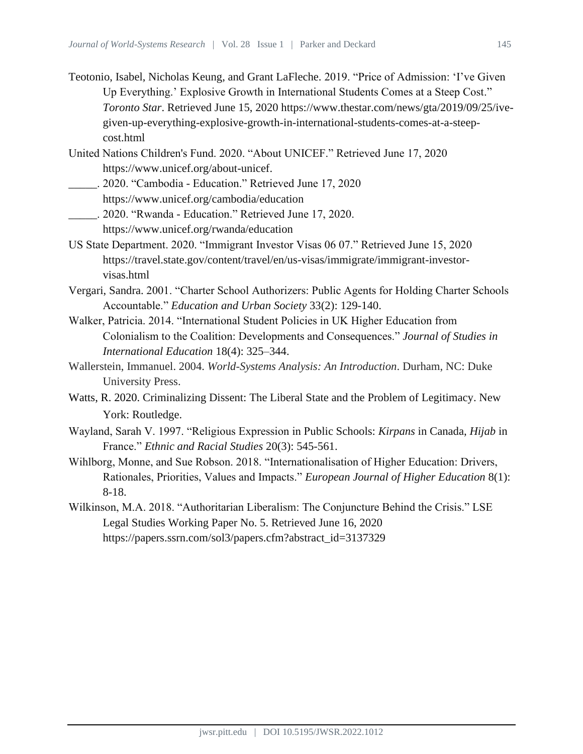Teotonio, Isabel, Nicholas Keung, and Grant LaFleche. 2019. "Price of Admission: 'I've Given Up Everything.' Explosive Growth in International Students Comes at a Steep Cost." *Toronto Star*. Retrieved June 15, 2020 https://www.thestar.com/news/gta/2019/09/25/ive-given-up-everything-explosive-growth-in-international-students-comes-at-a-steep-cost.html

United Nations Children's Fund. 2020. "About UNICEF." Retrieved June 17, 2020 https://www.unicef.org/about-unicef.

_____. 2020. "Cambodia - Education." Retrieved June 17, 2020 https://www.unicef.org/cambodia/education

_____. 2020. "Rwanda - Education." Retrieved June 17, 2020. https://www.unicef.org/rwanda/education

US State Department. 2020. "Immigrant Investor Visas 06 07." Retrieved June 15, 2020 https://travel.state.gov/content/travel/en/us-visas/immigrate/immigrant-investor-visas.html

Vergari, Sandra. 2001. "Charter School Authorizers: Public Agents for Holding Charter Schools Accountable." *Education and Urban Society* 33(2): 129-140.

Walker, Patricia. 2014. "International Student Policies in UK Higher Education from Colonialism to the Coalition: Developments and Consequences." *Journal of Studies in International Education* 18(4): 325–344.

Wallerstein, Immanuel. 2004. *World-Systems Analysis: An Introduction*. Durham, NC: Duke University Press.

Watts, R. 2020. Criminalizing Dissent: The Liberal State and the Problem of Legitimacy. New York: Routledge.

Wayland, Sarah V. 1997. "Religious Expression in Public Schools: *Kirpans* in Canada, *Hijab* in France." *Ethnic and Racial Studies* 20(3): 545-561.

Wihlborg, Monne, and Sue Robson. 2018. "Internationalisation of Higher Education: Drivers, Rationales, Priorities, Values and Impacts." *European Journal of Higher Education* 8(1): 8-18.

Wilkinson, M.A. 2018. "Authoritarian Liberalism: The Conjuncture Behind the Crisis." LSE Legal Studies Working Paper No. 5. Retrieved June 16, 2020 https://papers.ssrn.com/sol3/papers.cfm?abstract_id=3137329